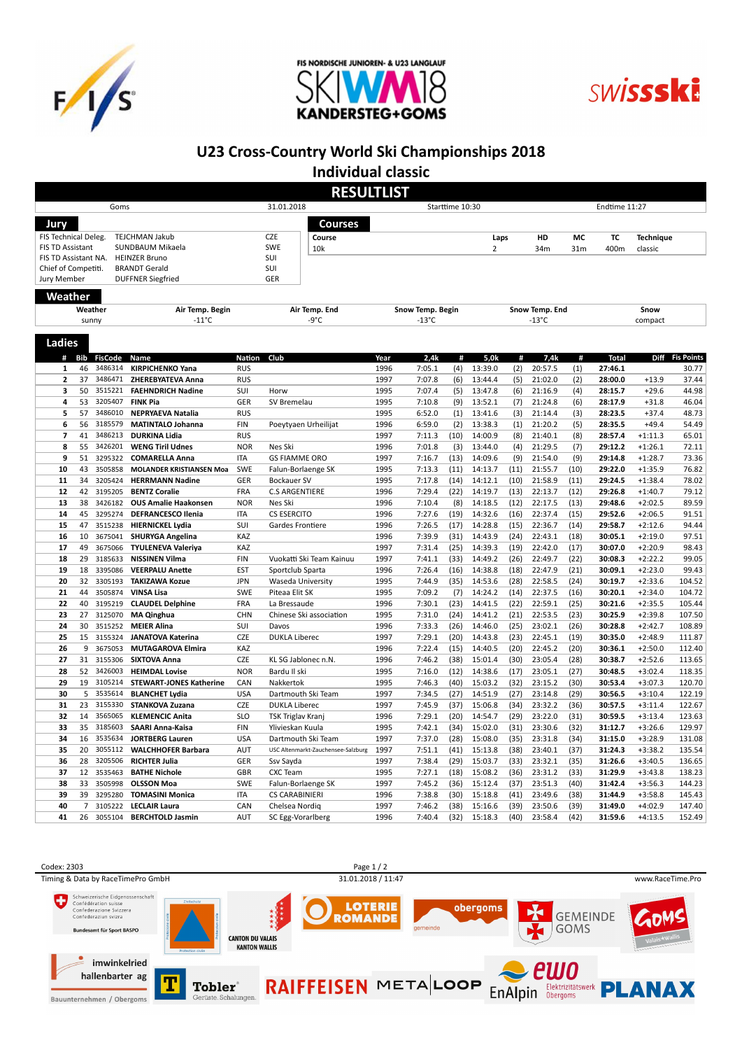FIS NORDISCHE JUNIOREN- & U23 LANGLAUF SKIWM18 KANDERSTEG+GOMS

# U23 Cross-Country World Ski Championships 2018

## Individual classic

## RESULTLIST

| Goms | 31.01.2018 | Starttime 10:30 | Endtime 11:27 |
|---|---|---|---|

### Jury

| | | |
|---|---|---|
| FIS Technical Deleg. | TEJCHMAN Jakub | CZE |
| FIS TD Assistant | SUNDBAUM Mikaela | SWE |
| FIS TD Assistant NA. | HEINZER Bruno | SUI |
| Chief of Competiti. | BRANDT Gerald | SUI |
| Jury Member | DUFFNER Siegfried | GER |

### Courses

| Course | Laps | HD | MC | TC | Technique |
|---|---|---|---|---|---|
| 10k | 2 | 34m | 31m | 400m | classic |

### Weather

| Weather | Air Temp. Begin | Air Temp. End | Snow Temp. Begin | Snow Temp. End | Snow |
|---|---|---|---|---|---|
| sunny | -11°C | -9°C | -13°C | -13°C | compact |

### Ladies

| # | Bib | FisCode | Name | Nation | Club | Year | 2,4k | # | 5,0k | # | 7,4k | # | Total | Diff | Fis Points |
|---|---|---|---|---|---|---|---|---|---|---|---|---|---|---|---|
| 1 | 46 | 3486314 | **KIRPICHENKO Yana** | RUS | | 1996 | 7:05.1 | (4) | 13:39.0 | (2) | 20:57.5 | (1) | **27:46.1** | | 30.77 |
| 2 | 37 | 3486471 | **ZHEREBYATEVA Anna** | RUS | | 1997 | 7:07.8 | (6) | 13:44.4 | (5) | 21:02.0 | (2) | **28:00.0** | +13.9 | 37.44 |
| 3 | 50 | 3515221 | **FAEHNDRICH Nadine** | SUI | Horw | 1995 | 7:07.4 | (5) | 13:47.8 | (6) | 21:16.9 | (4) | **28:15.7** | +29.6 | 44.98 |
| 4 | 53 | 3205407 | **FINK Pia** | GER | SV Bremelau | 1995 | 7:10.8 | (9) | 13:52.1 | (7) | 21:24.8 | (6) | **28:17.9** | +31.8 | 46.04 |
| 5 | 57 | 3486010 | **NEPRYAEVA Natalia** | RUS | | 1995 | 6:52.0 | (1) | 13:41.6 | (3) | 21:14.4 | (3) | **28:23.5** | +37.4 | 48.73 |
| 6 | 56 | 3185579 | **MATINTALO Johanna** | FIN | Poeytyaen Urheilijat | 1996 | 6:59.0 | (2) | 13:38.3 | (1) | 21:20.2 | (5) | **28:35.5** | +49.4 | 54.49 |
| 7 | 41 | 3486213 | **DURKINA Lidia** | RUS | | 1997 | 7:11.3 | (10) | 14:00.9 | (8) | 21:40.1 | (8) | **28:57.4** | +1:11.3 | 65.01 |
| 8 | 55 | 3426201 | **WENG Tiril Udnes** | NOR | Nes Ski | 1996 | 7:01.8 | (3) | 13:44.0 | (4) | 21:29.5 | (7) | **29:12.2** | +1:26.1 | 72.11 |
| 9 | 51 | 3295322 | **COMARELLA Anna** | ITA | GS FIAMME ORO | 1997 | 7:16.7 | (13) | 14:09.6 | (9) | 21:54.0 | (9) | **29:14.8** | +1:28.7 | 73.36 |
| 10 | 43 | 3505858 | **MOLANDER KRISTIANSEN Moa** | SWE | Falun-Borlaenge SK | 1995 | 7:13.3 | (11) | 14:13.7 | (11) | 21:55.7 | (10) | **29:22.0** | +1:35.9 | 76.82 |
| 11 | 34 | 3205424 | **HERRMANN Nadine** | GER | Bockauer SV | 1995 | 7:17.8 | (14) | 14:12.1 | (10) | 21:58.9 | (11) | **29:24.5** | +1:38.4 | 78.02 |
| 12 | 42 | 3195205 | **BENTZ Coralie** | FRA | C.S ARGENTIERE | 1995 | 7:29.4 | (22) | 14:19.7 | (13) | 22:13.7 | (12) | **29:26.8** | +1:40.7 | 79.12 |
| 13 | 38 | 3426182 | **OUS Amalie Haakonsen** | NOR | Nes Ski | 1996 | 7:10.4 | (8) | 14:18.5 | (12) | 22:17.5 | (13) | **29:48.6** | +2:02.5 | 89.59 |
| 14 | 45 | 3295274 | **DEFRANCESCO Ilenia** | ITA | CS ESERCITO | 1996 | 7:27.6 | (19) | 14:32.6 | (16) | 22:37.4 | (15) | **29:52.6** | +2:06.5 | 91.51 |
| 15 | 47 | 3515238 | **HIERNICKEL Lydia** | SUI | Gardes Frontiere | 1996 | 7:26.5 | (17) | 14:28.8 | (15) | 22:36.7 | (14) | **29:58.7** | +2:12.6 | 94.44 |
| 16 | 10 | 3675041 | **SHURYGA Angelina** | KAZ | | 1996 | 7:39.9 | (31) | 14:43.9 | (24) | 22:43.1 | (18) | **30:05.1** | +2:19.0 | 97.51 |
| 17 | 49 | 3675066 | **TYULENEVA Valeriya** | KAZ | | 1997 | 7:31.4 | (25) | 14:39.3 | (19) | 22:42.0 | (17) | **30:07.0** | +2:20.9 | 98.43 |
| 18 | 29 | 3185633 | **NISSINEN Vilma** | FIN | Vuokatti Ski Team Kainuu | 1997 | 7:41.1 | (33) | 14:49.2 | (26) | 22:49.7 | (22) | **30:08.3** | +2:22.2 | 99.05 |
| 19 | 18 | 3395086 | **VEERPALU Anette** | EST | Sportclub Sparta | 1996 | 7:26.4 | (16) | 14:38.8 | (18) | 22:47.9 | (21) | **30:09.1** | +2:23.0 | 99.43 |
| 20 | 32 | 3305193 | **TAKIZAWA Kozue** | JPN | Waseda University | 1995 | 7:44.9 | (35) | 14:53.6 | (28) | 22:58.5 | (24) | **30:19.7** | +2:33.6 | 104.52 |
| 21 | 44 | 3505874 | **VINSA Lisa** | SWE | Piteaa Elit SK | 1996 | 7:09.2 | (7) | 14:24.2 | (14) | 22:37.5 | (16) | **30:20.1** | +2:34.0 | 104.72 |
| 22 | 40 | 3195219 | **CLAUDEL Delphine** | FRA | La Bressaude | 1996 | 7:30.1 | (23) | 14:41.5 | (22) | 22:59.1 | (25) | **30:21.6** | +2:35.5 | 105.44 |
| 23 | 27 | 3125070 | **MA Qinghua** | CHN | Chinese Ski association | 1995 | 7:31.0 | (24) | 14:41.2 | (21) | 22:53.5 | (23) | **30:25.9** | +2:39.8 | 107.50 |
| 24 | 30 | 3515252 | **MEIER Alina** | SUI | Davos | 1996 | 7:33.3 | (26) | 14:46.0 | (25) | 23:02.1 | (26) | **30:28.8** | +2:42.7 | 108.89 |
| 25 | 15 | 3155324 | **JANATOVA Katerina** | CZE | DUKLA Liberec | 1997 | 7:29.1 | (20) | 14:43.8 | (23) | 22:45.1 | (19) | **30:35.0** | +2:48.9 | 111.87 |
| 26 | 9 | 3675053 | **MUTAGAROVA Elmira** | KAZ | | 1996 | 7:22.4 | (15) | 14:40.5 | (20) | 22:45.2 | (20) | **30:36.1** | +2:50.0 | 112.40 |
| 27 | 31 | 3155306 | **SIXTOVA Anna** | CZE | KL SG Jablonec n.N. | 1996 | 7:46.2 | (38) | 15:01.4 | (30) | 23:05.4 | (28) | **30:38.7** | +2:52.6 | 113.65 |
| 28 | 52 | 3426003 | **HEIMDAL Lovise** | NOR | Bardu Il ski | 1996 | 7:16.0 | (12) | 14:38.6 | (17) | 23:05.1 | (27) | **30:48.5** | +3:02.4 | 118.35 |
| 29 | 19 | 3105214 | **STEWART-JONES Katherine** | CAN | Nakkertok | 1995 | 7:46.3 | (40) | 15:03.2 | (32) | 23:15.2 | (30) | **30:53.4** | +3:07.3 | 120.70 |
| 30 | 5 | 3535614 | **BLANCHET Lydia** | USA | Dartmouth Ski Team | 1997 | 7:34.5 | (27) | 14:51.9 | (27) | 23:14.8 | (29) | **30:56.5** | +3:10.4 | 122.19 |
| 31 | 23 | 3155330 | **STANKOVA Zuzana** | CZE | DUKLA Liberec | 1997 | 7:45.9 | (37) | 15:06.8 | (34) | 23:32.2 | (36) | **30:57.5** | +3:11.4 | 122.67 |
| 32 | 14 | 3565065 | **KLEMENCIC Anita** | SLO | TSK Triglav Kranj | 1996 | 7:29.1 | (20) | 14:54.7 | (29) | 23:22.0 | (31) | **30:59.5** | +3:13.4 | 123.63 |
| 33 | 35 | 3185603 | **SAARI Anna-Kaisa** | FIN | Ylivieskan Kuula | 1995 | 7:42.1 | (34) | 15:02.0 | (31) | 23:30.6 | (32) | **31:12.7** | +3:26.6 | 129.97 |
| 34 | 16 | 3535634 | **JORTBERG Lauren** | USA | Dartmouth Ski Team | 1997 | 7:37.0 | (28) | 15:08.0 | (35) | 23:31.8 | (34) | **31:15.0** | +3:28.9 | 131.08 |
| 35 | 20 | 3055112 | **WALCHHOFER Barbara** | AUT | USC Altenmarkt-Zauchensee-Salzburg | 1997 | 7:51.1 | (41) | 15:13.8 | (38) | 23:40.1 | (37) | **31:24.3** | +3:38.2 | 135.54 |
| 36 | 28 | 3205506 | **RICHTER Julia** | GER | Ssv Sayda | 1997 | 7:38.4 | (29) | 15:03.7 | (33) | 23:32.1 | (35) | **31:26.6** | +3:40.5 | 136.65 |
| 37 | 12 | 3535453 | **BATHE Nichole** | GBR | CXC Team | 1995 | 7:27.1 | (18) | 15:08.2 | (36) | 23:31.2 | (33) | **31:29.9** | +3:43.8 | 138.23 |
| 38 | 33 | 3505998 | **OLSSON Moa** | SWE | Falun-Borlaenge SK | 1997 | 7:45.2 | (36) | 15:12.4 | (37) | 23:51.3 | (40) | **31:42.4** | +3:56.3 | 144.23 |
| 39 | 39 | 3295280 | **TOMASINI Monica** | ITA | CS CARABINIERI | 1996 | 7:38.8 | (30) | 15:18.8 | (41) | 23:49.6 | (38) | **31:44.9** | +3:58.8 | 145.43 |
| 40 | 7 | 3105222 | **LECLAIR Laura** | CAN | Chelsea Nordiq | 1997 | 7:46.2 | (38) | 15:16.6 | (39) | 23:50.6 | (39) | **31:49.0** | +4:02.9 | 147.40 |
| 41 | 26 | 3055104 | **BERCHTOLD Jasmin** | AUT | SC Egg-Vorarlberg | 1996 | 7:40.4 | (32) | 15:18.3 | (40) | 23:58.4 | (42) | **31:59.6** | +4:13.5 | 152.49 |

Codex: 2303

Timing & Data by RaceTimePro GmbH — 31.01.2018 / 11:47 — www.RaceTime.Pro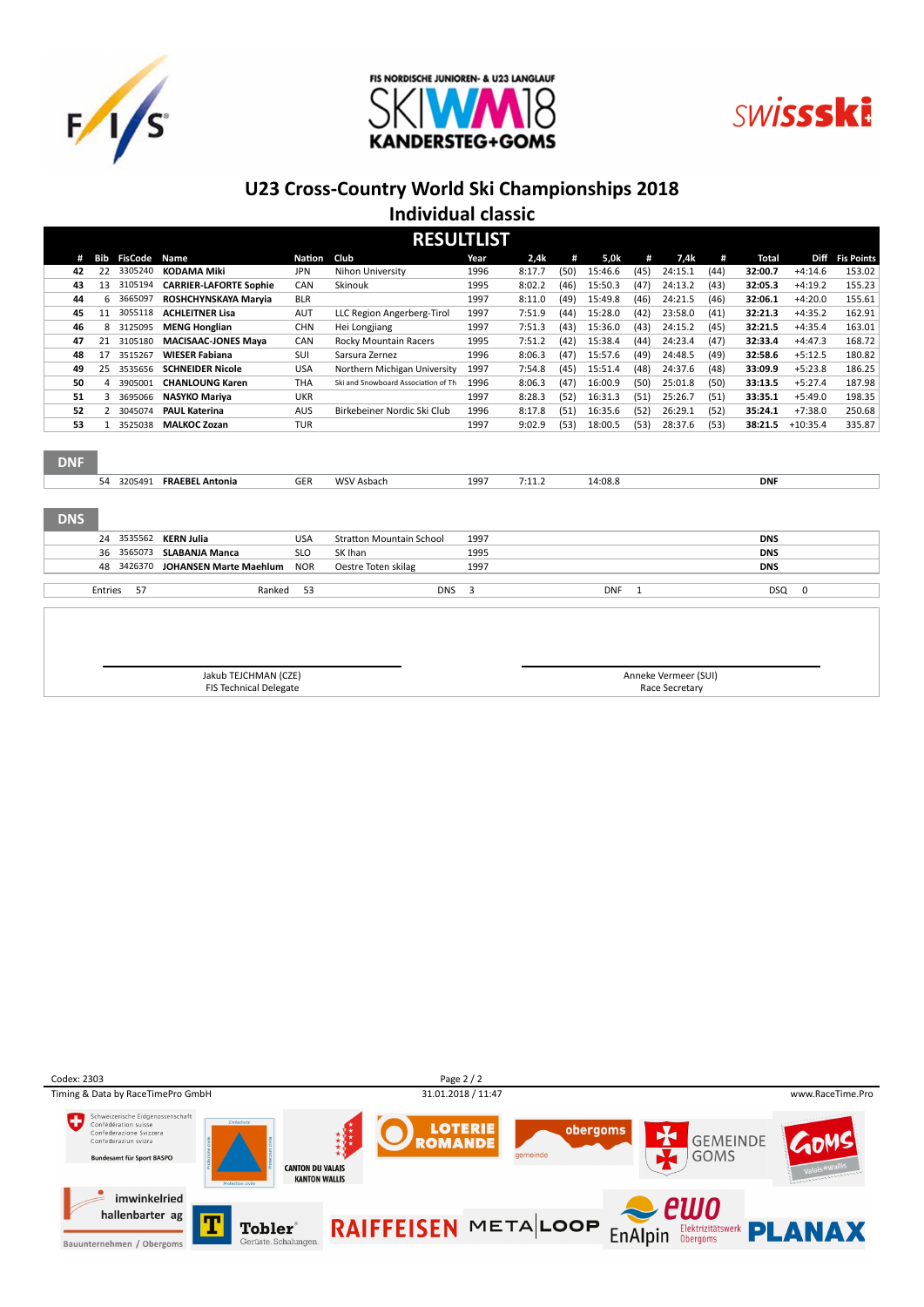# U23 Cross-Country World Ski Championships 2018

## Individual classic

### RESULTLIST

| # | Bib | FisCode | Name | Nation | Club | Year | 2,4k | # | 5,0k | # | 7,4k | # | Total | Diff | Fis Points |
|---|---|---|---|---|---|---|---|---|---|---|---|---|---|---|---|
| 42 | 22 | 3305240 | **KODAMA Miki** | JPN | Nihon University | 1996 | 8:17.7 | (50) | 15:46.6 | (45) | 24:15.1 | (44) | **32:00.7** | +4:14.6 | 153.02 |
| 43 | 13 | 3105194 | **CARRIER-LAFORTE Sophie** | CAN | Skinouk | 1995 | 8:02.2 | (46) | 15:50.3 | (47) | 24:13.2 | (43) | **32:05.3** | +4:19.2 | 155.23 |
| 44 | 6 | 3665097 | **ROSHCHYNSKAYA Maryia** | BLR | | 1997 | 8:11.0 | (49) | 15:49.8 | (46) | 24:21.5 | (46) | **32:06.1** | +4:20.0 | 155.61 |
| 45 | 11 | 3055118 | **ACHLEITNER Lisa** | AUT | LLC Region Angerberg-Tirol | 1997 | 7:51.9 | (44) | 15:28.0 | (42) | 23:58.0 | (41) | **32:21.3** | +4:35.2 | 162.91 |
| 46 | 8 | 3125095 | **MENG Honglian** | CHN | Hei Longjiang | 1997 | 7:51.3 | (43) | 15:36.0 | (43) | 24:15.2 | (45) | **32:21.5** | +4:35.4 | 163.01 |
| 47 | 21 | 3105180 | **MACISAAC-JONES Maya** | CAN | Rocky Mountain Racers | 1995 | 7:51.2 | (42) | 15:38.4 | (44) | 24:23.4 | (47) | **32:33.4** | +4:47.3 | 168.72 |
| 48 | 17 | 3515267 | **WIESER Fabiana** | SUI | Sarsura Zernez | 1996 | 8:06.3 | (47) | 15:57.6 | (49) | 24:48.5 | (49) | **32:58.6** | +5:12.5 | 180.82 |
| 49 | 25 | 3535656 | **SCHNEIDER Nicole** | USA | Northern Michigan University | 1997 | 7:54.8 | (45) | 15:51.4 | (48) | 24:37.6 | (48) | **33:09.9** | +5:23.8 | 186.25 |
| 50 | 4 | 3905001 | **CHANLOUNG Karen** | THA | Ski and Snowboard Association of Th | 1996 | 8:06.3 | (47) | 16:00.9 | (50) | 25:01.8 | (50) | **33:13.5** | +5:27.4 | 187.98 |
| 51 | 3 | 3695066 | **NASYKO Mariya** | UKR | | 1997 | 8:28.3 | (52) | 16:31.3 | (51) | 25:26.7 | (51) | **33:35.1** | +5:49.0 | 198.35 |
| 52 | 2 | 3045074 | **PAUL Katerina** | AUS | Birkebeiner Nordic Ski Club | 1996 | 8:17.8 | (51) | 16:35.6 | (52) | 26:29.1 | (52) | **35:24.1** | +7:38.0 | 250.68 |
| 53 | 1 | 3525038 | **MALKOC Zozan** | TUR | | 1997 | 9:02.9 | (53) | 18:00.5 | (53) | 28:37.6 | (53) | **38:21.5** | +10:35.4 | 335.87 |

### DNF

| Bib | FisCode | Name | Nation | Club | Year | 2,4k | 5,0k | Total |
|---|---|---|---|---|---|---|---|---|
| 54 | 3205491 | **FRAEBEL Antonia** | GER | WSV Asbach | 1997 | 7:11.2 | 14:08.8 | **DNF** |

### DNS

| Bib | FisCode | Name | Nation | Club | Year | Total |
|---|---|---|---|---|---|---|
| 24 | 3535562 | **KERN Julia** | USA | Stratton Mountain School | 1997 | **DNS** |
| 36 | 3565073 | **SLABANJA Manca** | SLO | SK Ihan | 1995 | **DNS** |
| 48 | 3426370 | **JOHANSEN Marte Maehlum** | NOR | Oestre Toten skilag | 1997 | **DNS** |

Entries 57 | Ranked 53 | DNS 3 | DNF 1 | DSQ 0

Jakub TEJCHMAN (CZE)
FIS Technical Delegate

Anneke Vermeer (SUI)
Race Secretary

Codex: 2303

Timing & Data by RaceTimePro GmbH — 31.01.2018 / 11:47 — www.RaceTime.Pro